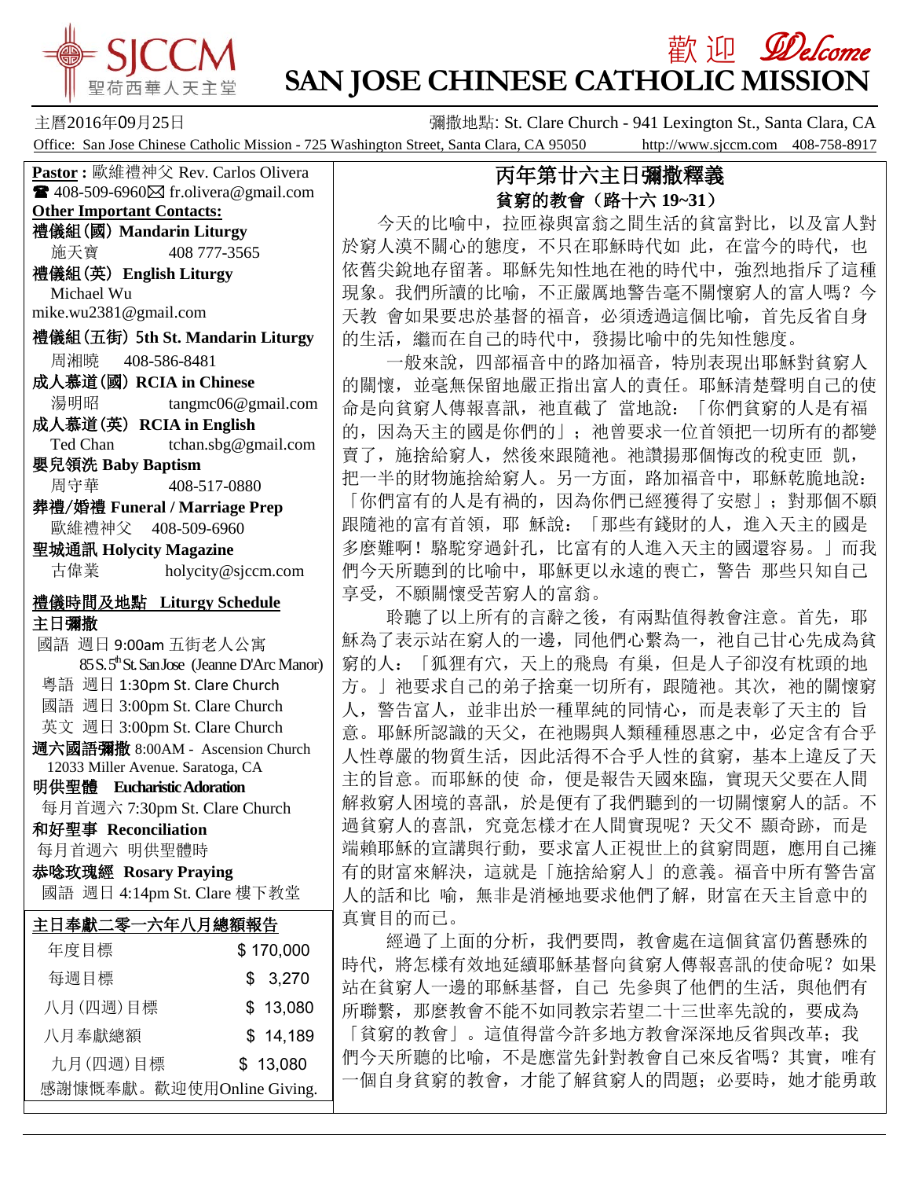# SJCCM 聖荷西華人天主堂

歡迎 Welcome

# SAN JOSE CHINESE CATHOLIC MISSION

主曆2016年09月25日　　彌撒地點: St. Clare Church - 941 Lexington St., Santa Clara, CA

Office: San Jose Chinese Catholic Mission - 725 Washington Street, Santa Clara, CA 95050　http://www.sjccm.com　408-758-8917

**Pastor :** 歐維禮神父 Rev. Carlos Olivera
☎ 408-509-6960 ✉ fr.olivera@gmail.com

**Other Important Contacts:**

**禮儀組(國) Mandarin Liturgy**
施天寶　408 777-3565

**禮儀組(英) English Liturgy**
Michael Wu
mike.wu2381@gmail.com

**禮儀組(五街) 5th St. Mandarin Liturgy**
周湘曉　408-586-8481

**成人慕道(國) RCIA in Chinese**
湯明昭　tangmc06@gmail.com

**成人慕道(英) RCIA in English**
Ted Chan　tchan.sbg@gmail.com

**嬰兒領洗 Baby Baptism**
周守華　408-517-0880

**葬禮/婚禮 Funeral / Marriage Prep**
歐維禮神父　408-509-6960

**聖城通訊 Holycity Magazine**
古偉業　holycity@sjccm.com

## 禮儀時間及地點 Liturgy Schedule

**主日彌撒**

國語 週日 9:00am 五街老人公寓
85 S. 5th St. San Jose (Jeanne D'Arc Manor)

粵語 週日 1:30pm St. Clare Church

國語 週日 3:00pm St. Clare Church

英文 週日 3:00pm St. Clare Church

**週六國語彌撒** 8:00AM - Ascension Church
12033 Miller Avenue. Saratoga, CA

**明供聖體 Eucharistic Adoration**
每月首週六 7:30pm St. Clare Church

**和好聖事 Reconciliation**
每月首週六 明供聖體時

**恭唸玫瑰經 Rosary Praying**
國語 週日 4:14pm St. Clare 樓下教堂

## 主日奉獻二零一六年八月總額報告

| | |
|---|---|
| 年度目標 | $ 170,000 |
| 每週目標 | $ 3,270 |
| 八月(四週)目標 | $ 13,080 |
| 八月奉獻總額 | $ 14,189 |
| 九月(四週)目標 | $ 13,080 |

感謝慷慨奉獻。歡迎使用Online Giving.

## 丙年第廿六主日彌撒釋義

### 貧窮的教會（路十六 19~31）

今天的比喻中，拉匝祿與富翁之間生活的貧富對比，以及富人對於窮人漠不關心的態度，不只在耶穌時代如 此，在當今的時代，也依舊尖銳地存留著。耶穌先知性地在祂的時代中，強烈地指斥了這種現象。我們所讀的比喻，不正嚴厲地警告毫不關懷窮人的富人嗎？今天教 會如果要忠於基督的福音，必須透過這個比喻，首先反省自身的生活，繼而在自己的時代中，發揚比喻中的先知性態度。

一般來說，四部福音中的路加福音，特別表現出耶穌對貧窮人的關懷，並毫無保留地嚴正指出富人的責任。耶穌清楚聲明自己的使命是向貧窮人傳報喜訊，祂直截了 當地說：「你們貧窮的人是有福的，因為天主的國是你們的」；祂曾要求一位首領把一切所有的都變賣了，施捨給窮人，然後來跟隨祂。祂讚揚那個悔改的稅吏匝 凱，把一半的財物施捨給窮人。另一方面，路加福音中，耶穌乾脆地說：「你們富有的人是有禍的，因為你們已經獲得了安慰」；對那個不願跟隨祂的富有首領，耶 穌說：「那些有錢財的人，進入天主的國是多麼難啊！駱駝穿過針孔，比富有的人進入天主的國還容易。」而我們今天所聽到的比喻中，耶穌更以永遠的喪亡，警告 那些只知自己享受，不願關懷受苦窮人的富翁。

聆聽了以上所有的言辭之後，有兩點值得教會注意。首先，耶穌為了表示站在窮人的一邊，同他們心繫為一，祂自己甘心先成為貧窮的人：「狐狸有穴，天上的飛鳥 有巢，但是人子卻沒有枕頭的地方。」祂要求自己的弟子捨棄一切所有，跟隨祂。其次，祂的關懷窮人，警告富人，並非出於一種單純的同情心，而是表彰了天主的 旨意。耶穌所認識的天父，在祂賜與人類種種恩惠之中，必定含有合乎人性尊嚴的物質生活，因此活得不合乎人性的貧窮，基本上違反了天主的旨意。而耶穌的使 命，便是報告天國來臨，實現天父要在人間解救窮人困境的喜訊，於是便有了我們聽到的一切關懷窮人的話。不過貧窮人的喜訊，究竟怎樣才在人間實現呢？天父不 顯奇跡，而是端賴耶穌的宣講與行動，要求富人正視世上的貧窮問題，應用自己擁有的財富來解決，這就是「施捨給窮人」的意義。福音中所有警告富人的話和比 喻，無非是消極地要求他們了解，財富在天主旨意中的真實目的而已。

經過了上面的分析，我們要問，教會處在這個貧富仍舊懸殊的時代，將怎樣有效地延續耶穌基督向貧窮人傳報喜訊的使命呢？如果站在貧窮人一邊的耶穌基督，自己 先參與了他們的生活，與他們有所聯繫，那麼教會不能不如同教宗若望二十三世率先說的，要成為「貧窮的教會」。這值得當今許多地方教會深深地反省與改革；我們今天所聽的比喻，不是應當先針對教會自己來反省嗎？其實，唯有一個自身貧窮的教會，才能了解貧窮人的問題；必要時，她才能勇敢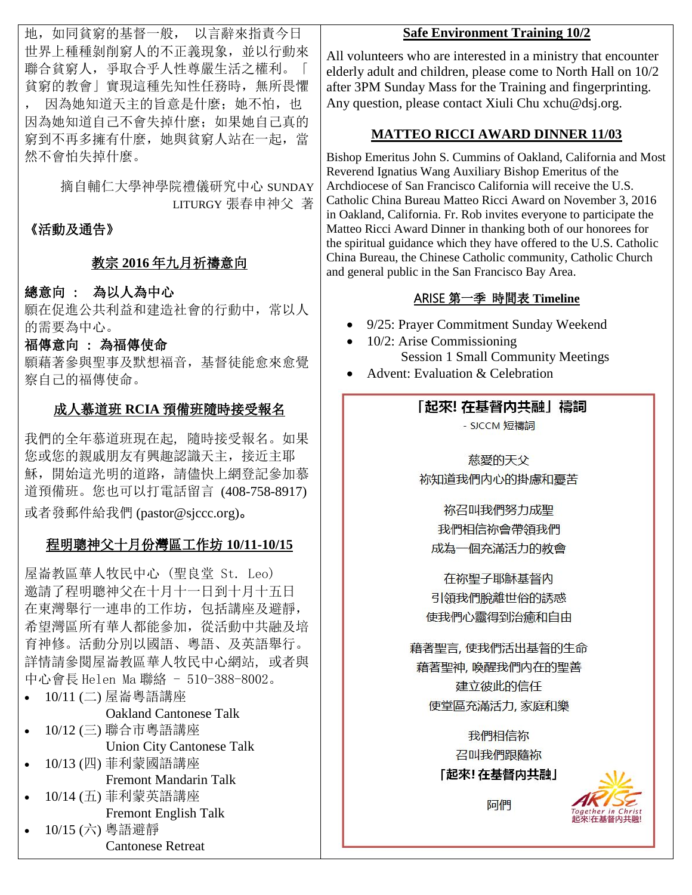地，如同貧窮的基督一般， 以言辭來指責今日世界上種種剝削窮人的不正義現象，並以行動來聯合貧窮人，爭取合乎人性尊嚴生活之權利。「貧窮的教會」實現這種先知性任務時，無所畏懼，因為她知道天主的旨意是什麼；她不怕，也因為她知道自己不會失掉什麼；如果她自己真的窮到不再多擁有什麼，她與貧窮人站在一起，當然不會怕失掉什麼。

摘自輔仁大學神學院禮儀研究中心 SUNDAY LITURGY 張春申神父 著

**《活動及通告》**

## 教宗 2016 年九月祈禱意向

**總意向 ： 為以人為中心**

願在促進公共利益和建造社會的行動中，常以人的需要為中心。

**福傳意向 ： 為福傳使命**

願藉著參與聖事及默想福音，基督徒能愈來愈覺察自己的福傳使命。

## 成人慕道班 RCIA 預備班隨時接受報名

我們的全年慕道班現在起，隨時接受報名。如果您或您的親戚朋友有興趣認識天主，接近主耶穌，開始這光明的道路，請儘快上網登記參加慕道預備班。您也可以打電話留言 (408-758-8917) 或者發郵件給我們 (pastor@sjccc.org)。

## 程明聰神父十月份灣區工作坊 10/11-10/15

屋崙教區華人牧民中心（聖良堂 St. Leo）邀請了程明聰神父在十月十一日到十月十五日在東灣舉行一連串的工作坊，包括講座及避靜，希望灣區所有華人都能參加，從活動中共融及培育神修。活動分別以國語、粵語、及英語舉行。詳情請參閱屋崙教區華人牧民中心網站，或者與中心會長 Helen Ma 聯絡 – 510-388-8002。

- 10/11 (二) 屋崙粵語講座
  Oakland Cantonese Talk
- 10/12 (三) 聯合市粵語講座
  Union City Cantonese Talk
- 10/13 (四) 菲利蒙國語講座
  Fremont Mandarin Talk
- 10/14 (五) 菲利蒙英語講座
  Fremont English Talk
- 10/15 (六) 粵語避靜
  Cantonese Retreat

## Safe Environment Training 10/2

All volunteers who are interested in a ministry that encounter elderly adult and children, please come to North Hall on 10/2 after 3PM Sunday Mass for the Training and fingerprinting. Any question, please contact Xiuli Chu xchu@dsj.org.

## MATTEO RICCI AWARD DINNER 11/03

Bishop Emeritus John S. Cummins of Oakland, California and Most Reverend Ignatius Wang Auxiliary Bishop Emeritus of the Archdiocese of San Francisco California will receive the U.S. Catholic China Bureau Matteo Ricci Award on November 3, 2016 in Oakland, California. Fr. Rob invites everyone to participate the Matteo Ricci Award Dinner in thanking both of our honorees for the spiritual guidance which they have offered to the U.S. Catholic China Bureau, the Chinese Catholic community, Catholic Church and general public in the San Francisco Bay Area.

## ARISE 第一季 時間表 Timeline

- 9/25: Prayer Commitment Sunday Weekend
- 10/2: Arise Commissioning
  Session 1 Small Community Meetings
- Advent: Evaluation & Celebration

### 「起來! 在基督內共融」禱詞

- SJCCM 短禱詞

慈愛的天父
祢知道我們內心的掛慮和憂苦

祢召叫我們努力成聖
我們相信祢會帶領我們
成為一個充滿活力的教會

在祢聖子耶穌基督內
引領我們脫離世俗的誘惑
使我們心靈得到治癒和自由

藉著聖言, 使我們活出基督的生命
藉著聖神, 喚醒我們內在的聖善
建立彼此的信任
使堂區充滿活力, 家庭和樂

我們相信祢
召叫我們跟隨祢
**「起來! 在基督內共融」**

阿們

ARISE Together in Christ 起來!在基督內共融!